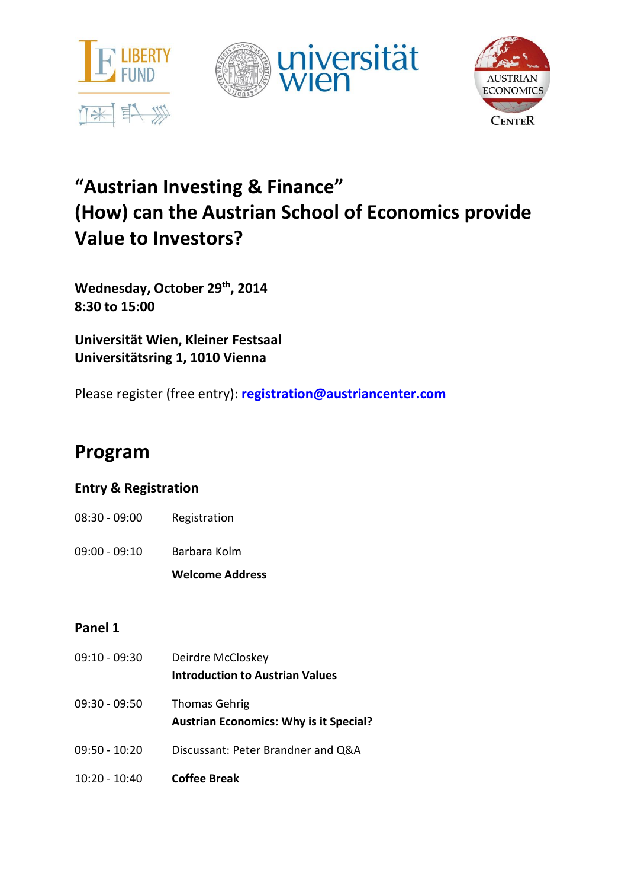# "Austrian Investing & Finance"
# (How) can the Austrian School of Economics provide Value to Investors?

**Wednesday, October 29th, 2014**
**8:30 to 15:00**

**Universität Wien, Kleiner Festsaal**
**Universitätsring 1, 1010 Vienna**

Please register (free entry): **registration@austriancenter.com**

## Program

### Entry & Registration

| | |
|---|---|
| 08:30 - 09:00 | Registration |
| 09:00 - 09:10 | Barbara Kolm<br>**Welcome Address** |

### Panel 1

| | |
|---|---|
| 09:10 - 09:30 | Deirdre McCloskey<br>**Introduction to Austrian Values** |
| 09:30 - 09:50 | Thomas Gehrig<br>**Austrian Economics: Why is it Special?** |
| 09:50 - 10:20 | Discussant: Peter Brandner and Q&A |
| 10:20 - 10:40 | **Coffee Break** |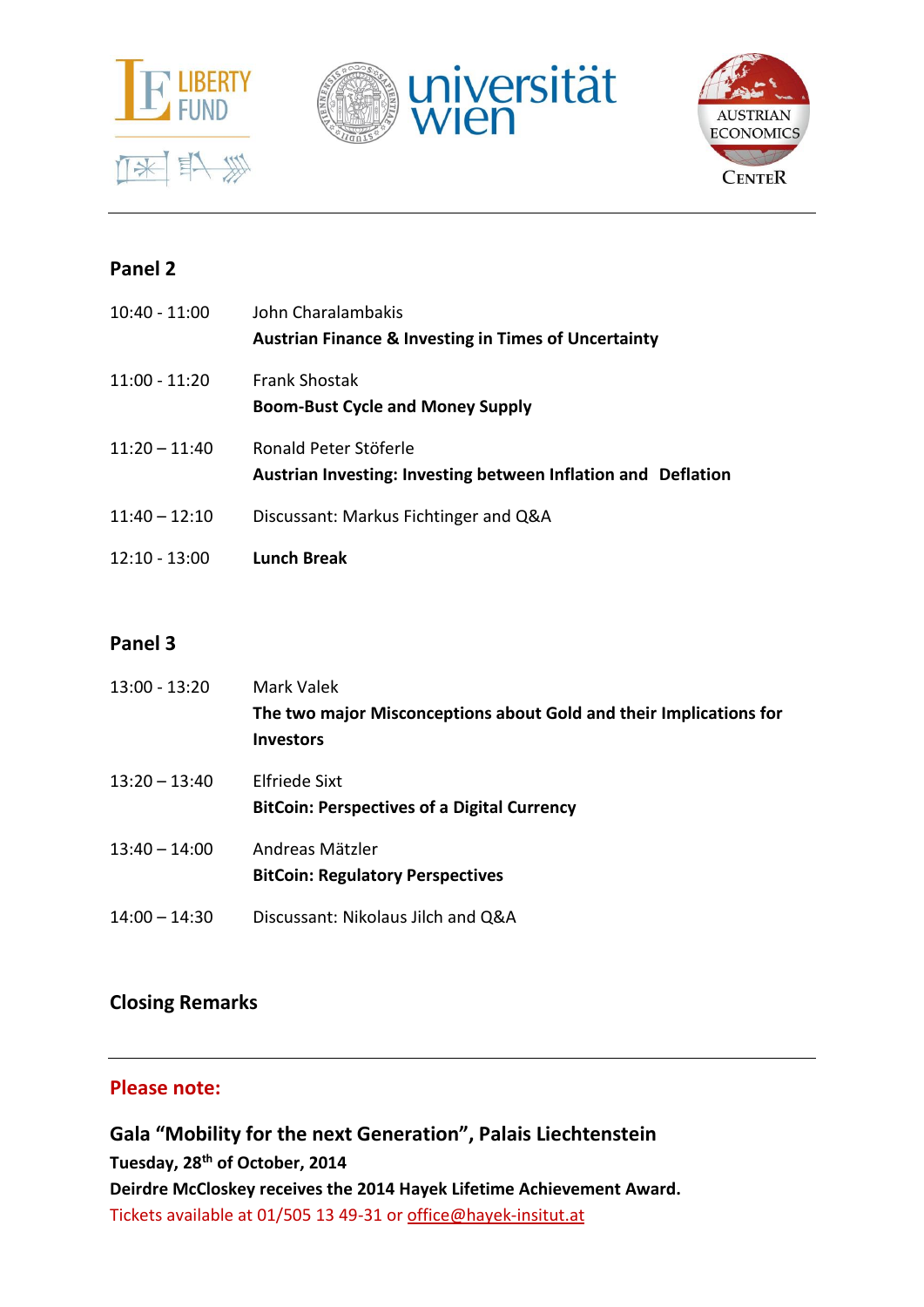## Panel 2

10:40 - 11:00 John Charalambakis
**Austrian Finance & Investing in Times of Uncertainty**

11:00 - 11:20 Frank Shostak
**Boom-Bust Cycle and Money Supply**

11:20 – 11:40 Ronald Peter Stöferle
**Austrian Investing: Investing between Inflation and Deflation**

11:40 – 12:10 Discussant: Markus Fichtinger and Q&A

12:10 - 13:00 **Lunch Break**

## Panel 3

13:00 - 13:20 Mark Valek
**The two major Misconceptions about Gold and their Implications for Investors**

13:20 – 13:40 Elfriede Sixt
**BitCoin: Perspectives of a Digital Currency**

13:40 – 14:00 Andreas Mätzler
**BitCoin: Regulatory Perspectives**

14:00 – 14:30 Discussant: Nikolaus Jilch and Q&A

## Closing Remarks

---

### Please note:

**Gala "Mobility for the next Generation", Palais Liechtenstein**
**Tuesday, 28th of October, 2014**
**Deirdre McCloskey receives the 2014 Hayek Lifetime Achievement Award.**
Tickets available at 01/505 13 49-31 or office@hayek-insitut.at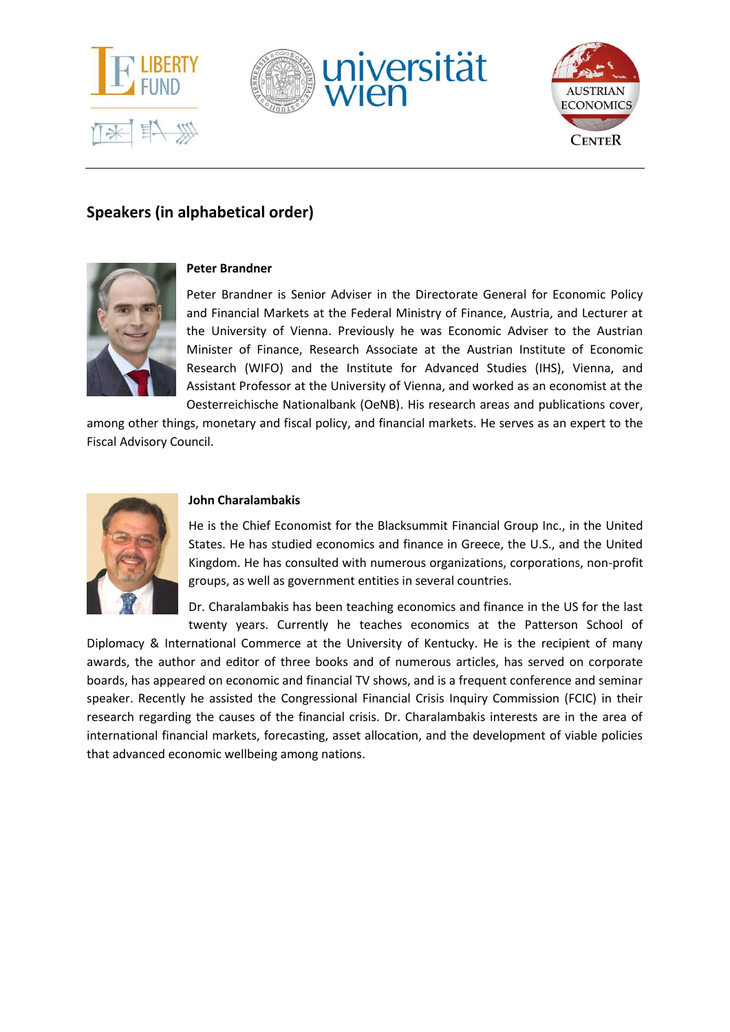## Speakers (in alphabetical order)

**Peter Brandner**

Peter Brandner is Senior Adviser in the Directorate General for Economic Policy and Financial Markets at the Federal Ministry of Finance, Austria, and Lecturer at the University of Vienna. Previously he was Economic Adviser to the Austrian Minister of Finance, Research Associate at the Austrian Institute of Economic Research (WIFO) and the Institute for Advanced Studies (IHS), Vienna, and Assistant Professor at the University of Vienna, and worked as an economist at the Oesterreichische Nationalbank (OeNB). His research areas and publications cover, among other things, monetary and fiscal policy, and financial markets. He serves as an expert to the Fiscal Advisory Council.

**John Charalambakis**

He is the Chief Economist for the Blacksummit Financial Group Inc., in the United States. He has studied economics and finance in Greece, the U.S., and the United Kingdom. He has consulted with numerous organizations, corporations, non-profit groups, as well as government entities in several countries.

Dr. Charalambakis has been teaching economics and finance in the US for the last twenty years. Currently he teaches economics at the Patterson School of Diplomacy & International Commerce at the University of Kentucky. He is the recipient of many awards, the author and editor of three books and of numerous articles, has served on corporate boards, has appeared on economic and financial TV shows, and is a frequent conference and seminar speaker. Recently he assisted the Congressional Financial Crisis Inquiry Commission (FCIC) in their research regarding the causes of the financial crisis. Dr. Charalambakis interests are in the area of international financial markets, forecasting, asset allocation, and the development of viable policies that advanced economic wellbeing among nations.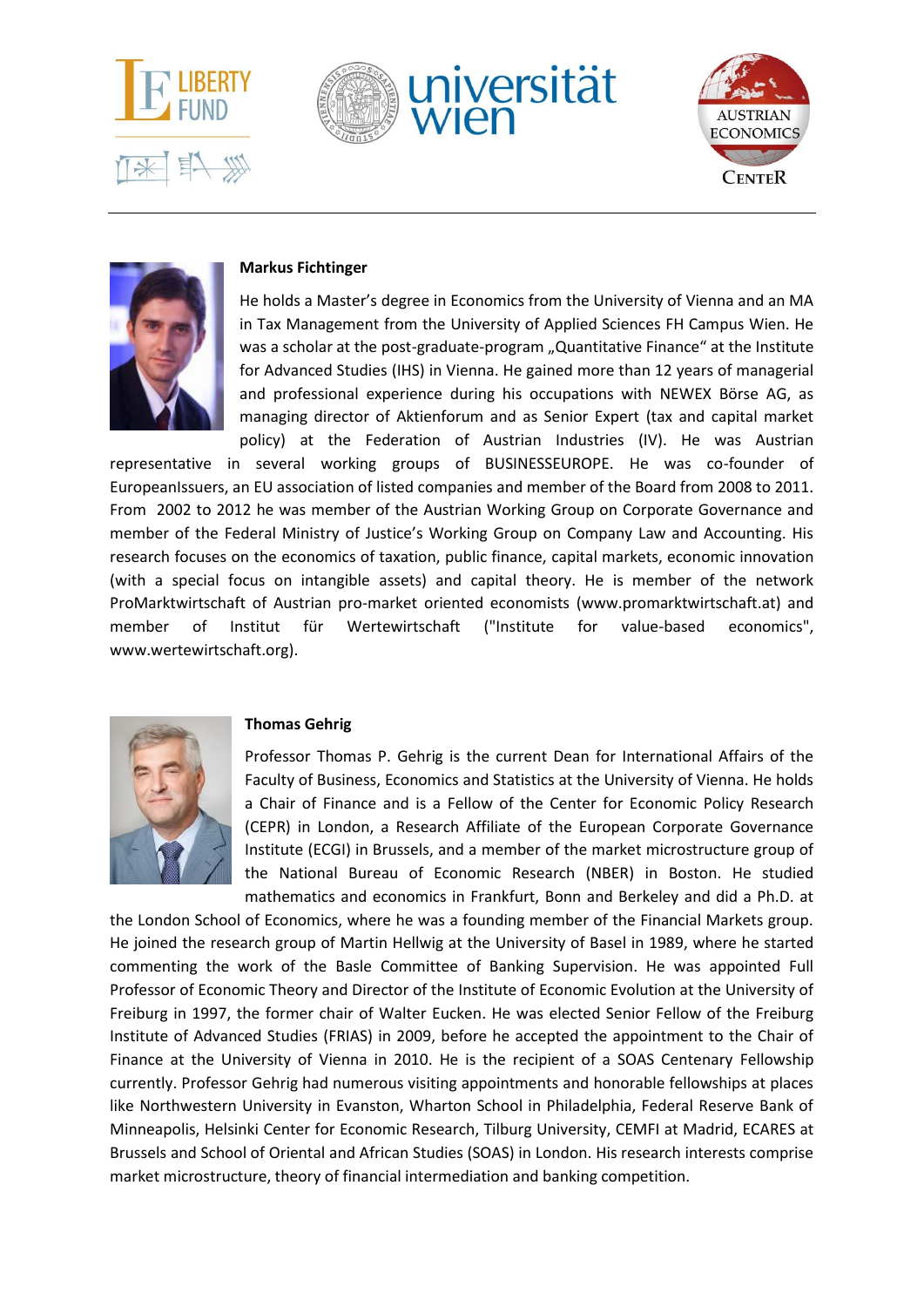**Markus Fichtinger**

He holds a Master's degree in Economics from the University of Vienna and an MA in Tax Management from the University of Applied Sciences FH Campus Wien. He was a scholar at the post-graduate-program „Quantitative Finance" at the Institute for Advanced Studies (IHS) in Vienna. He gained more than 12 years of managerial and professional experience during his occupations with NEWEX Börse AG, as managing director of Aktienforum and as Senior Expert (tax and capital market policy) at the Federation of Austrian Industries (IV). He was Austrian representative in several working groups of BUSINESSEUROPE. He was co-founder of EuropeanIssuers, an EU association of listed companies and member of the Board from 2008 to 2011. From 2002 to 2012 he was member of the Austrian Working Group on Corporate Governance and member of the Federal Ministry of Justice's Working Group on Company Law and Accounting. His research focuses on the economics of taxation, public finance, capital markets, economic innovation (with a special focus on intangible assets) and capital theory. He is member of the network ProMarktwirtschaft of Austrian pro-market oriented economists (www.promarktwirtschaft.at) and member of Institut für Wertewirtschaft ("Institute for value-based economics", www.wertewirtschaft.org).

**Thomas Gehrig**

Professor Thomas P. Gehrig is the current Dean for International Affairs of the Faculty of Business, Economics and Statistics at the University of Vienna. He holds a Chair of Finance and is a Fellow of the Center for Economic Policy Research (CEPR) in London, a Research Affiliate of the European Corporate Governance Institute (ECGI) in Brussels, and a member of the market microstructure group of the National Bureau of Economic Research (NBER) in Boston. He studied mathematics and economics in Frankfurt, Bonn and Berkeley and did a Ph.D. at the London School of Economics, where he was a founding member of the Financial Markets group. He joined the research group of Martin Hellwig at the University of Basel in 1989, where he started commenting the work of the Basle Committee of Banking Supervision. He was appointed Full Professor of Economic Theory and Director of the Institute of Economic Evolution at the University of Freiburg in 1997, the former chair of Walter Eucken. He was elected Senior Fellow of the Freiburg Institute of Advanced Studies (FRIAS) in 2009, before he accepted the appointment to the Chair of Finance at the University of Vienna in 2010. He is the recipient of a SOAS Centenary Fellowship currently. Professor Gehrig had numerous visiting appointments and honorable fellowships at places like Northwestern University in Evanston, Wharton School in Philadelphia, Federal Reserve Bank of Minneapolis, Helsinki Center for Economic Research, Tilburg University, CEMFI at Madrid, ECARES at Brussels and School of Oriental and African Studies (SOAS) in London. His research interests comprise market microstructure, theory of financial intermediation and banking competition.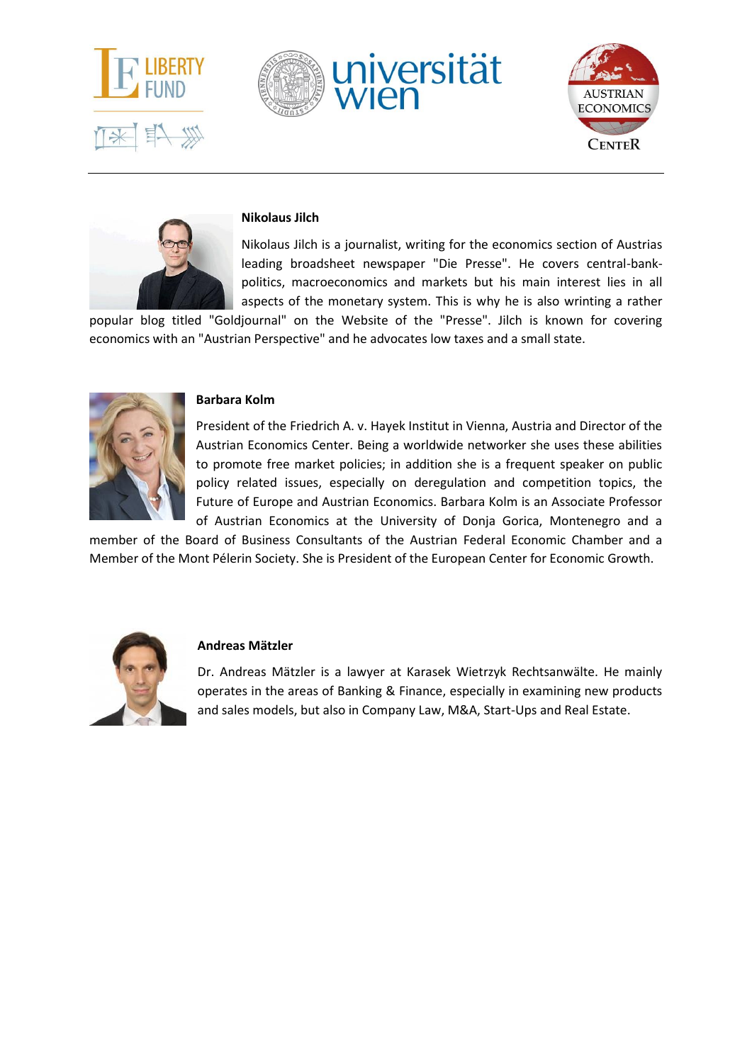**Nikolaus Jilch**

Nikolaus Jilch is a journalist, writing for the economics section of Austrias leading broadsheet newspaper "Die Presse". He covers central-bank-politics, macroeconomics and markets but his main interest lies in all aspects of the monetary system. This is why he is also wrinting a rather popular blog titled "Goldjournal" on the Website of the "Presse". Jilch is known for covering economics with an "Austrian Perspective" and he advocates low taxes and a small state.

**Barbara Kolm**

President of the Friedrich A. v. Hayek Institut in Vienna, Austria and Director of the Austrian Economics Center. Being a worldwide networker she uses these abilities to promote free market policies; in addition she is a frequent speaker on public policy related issues, especially on deregulation and competition topics, the Future of Europe and Austrian Economics. Barbara Kolm is an Associate Professor of Austrian Economics at the University of Donja Gorica, Montenegro and a member of the Board of Business Consultants of the Austrian Federal Economic Chamber and a Member of the Mont Pélerin Society. She is President of the European Center for Economic Growth.

**Andreas Mätzler**

Dr. Andreas Mätzler is a lawyer at Karasek Wietrzyk Rechtsanwälte. He mainly operates in the areas of Banking & Finance, especially in examining new products and sales models, but also in Company Law, M&A, Start-Ups and Real Estate.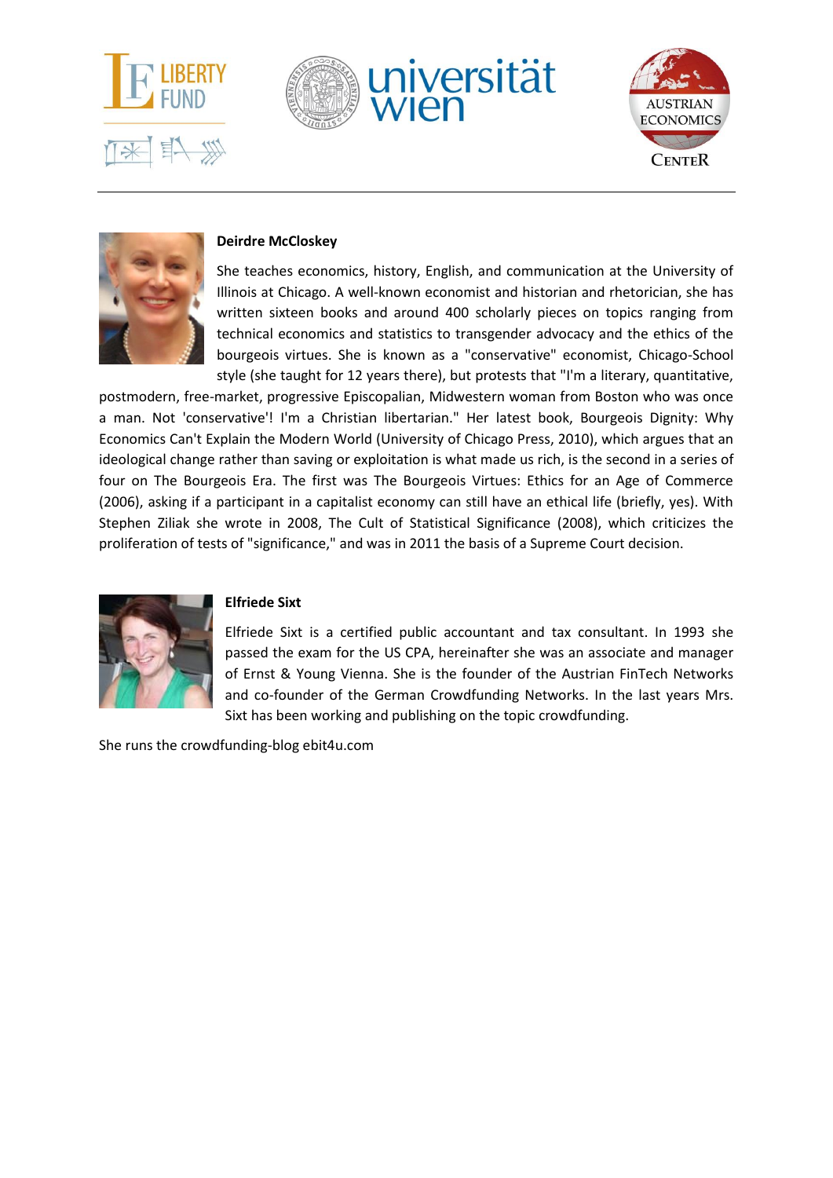**Deirdre McCloskey**

She teaches economics, history, English, and communication at the University of Illinois at Chicago. A well-known economist and historian and rhetorician, she has written sixteen books and around 400 scholarly pieces on topics ranging from technical economics and statistics to transgender advocacy and the ethics of the bourgeois virtues. She is known as a "conservative" economist, Chicago-School style (she taught for 12 years there), but protests that "I'm a literary, quantitative, postmodern, free-market, progressive Episcopalian, Midwestern woman from Boston who was once a man. Not 'conservative'! I'm a Christian libertarian." Her latest book, Bourgeois Dignity: Why Economics Can't Explain the Modern World (University of Chicago Press, 2010), which argues that an ideological change rather than saving or exploitation is what made us rich, is the second in a series of four on The Bourgeois Era. The first was The Bourgeois Virtues: Ethics for an Age of Commerce (2006), asking if a participant in a capitalist economy can still have an ethical life (briefly, yes). With Stephen Ziliak she wrote in 2008, The Cult of Statistical Significance (2008), which criticizes the proliferation of tests of "significance," and was in 2011 the basis of a Supreme Court decision.

**Elfriede Sixt**

Elfriede Sixt is a certified public accountant and tax consultant. In 1993 she passed the exam for the US CPA, hereinafter she was an associate and manager of Ernst & Young Vienna. She is the founder of the Austrian FinTech Networks and co-founder of the German Crowdfunding Networks. In the last years Mrs. Sixt has been working and publishing on the topic crowdfunding.

She runs the crowdfunding-blog ebit4u.com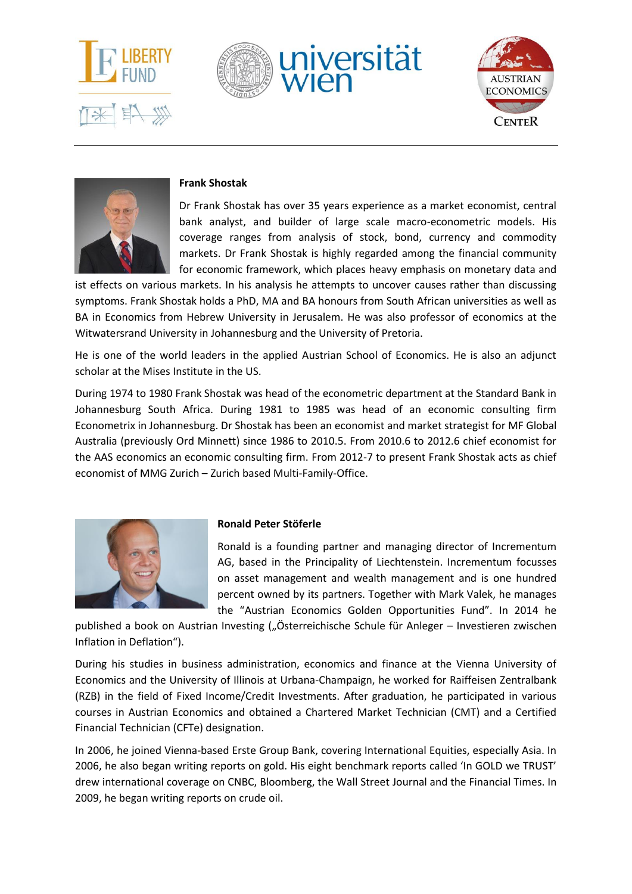**Frank Shostak**

Dr Frank Shostak has over 35 years experience as a market economist, central bank analyst, and builder of large scale macro-econometric models. His coverage ranges from analysis of stock, bond, currency and commodity markets. Dr Frank Shostak is highly regarded among the financial community for economic framework, which places heavy emphasis on monetary data and ist effects on various markets. In his analysis he attempts to uncover causes rather than discussing symptoms. Frank Shostak holds a PhD, MA and BA honours from South African universities as well as BA in Economics from Hebrew University in Jerusalem. He was also professor of economics at the Witwatersrand University in Johannesburg and the University of Pretoria.

He is one of the world leaders in the applied Austrian School of Economics. He is also an adjunct scholar at the Mises Institute in the US.

During 1974 to 1980 Frank Shostak was head of the econometric department at the Standard Bank in Johannesburg South Africa. During 1981 to 1985 was head of an economic consulting firm Econometrix in Johannesburg. Dr Shostak has been an economist and market strategist for MF Global Australia (previously Ord Minnett) since 1986 to 2010.5. From 2010.6 to 2012.6 chief economist for the AAS economics an economic consulting firm. From 2012-7 to present Frank Shostak acts as chief economist of MMG Zurich – Zurich based Multi-Family-Office.

**Ronald Peter Stöferle**

Ronald is a founding partner and managing director of Incrementum AG, based in the Principality of Liechtenstein. Incrementum focusses on asset management and wealth management and is one hundred percent owned by its partners. Together with Mark Valek, he manages the "Austrian Economics Golden Opportunities Fund". In 2014 he published a book on Austrian Investing („Österreichische Schule für Anleger – Investieren zwischen Inflation in Deflation").

During his studies in business administration, economics and finance at the Vienna University of Economics and the University of Illinois at Urbana-Champaign, he worked for Raiffeisen Zentralbank (RZB) in the field of Fixed Income/Credit Investments. After graduation, he participated in various courses in Austrian Economics and obtained a Chartered Market Technician (CMT) and a Certified Financial Technician (CFTe) designation.

In 2006, he joined Vienna-based Erste Group Bank, covering International Equities, especially Asia. In 2006, he also began writing reports on gold. His eight benchmark reports called 'In GOLD we TRUST' drew international coverage on CNBC, Bloomberg, the Wall Street Journal and the Financial Times. In 2009, he began writing reports on crude oil.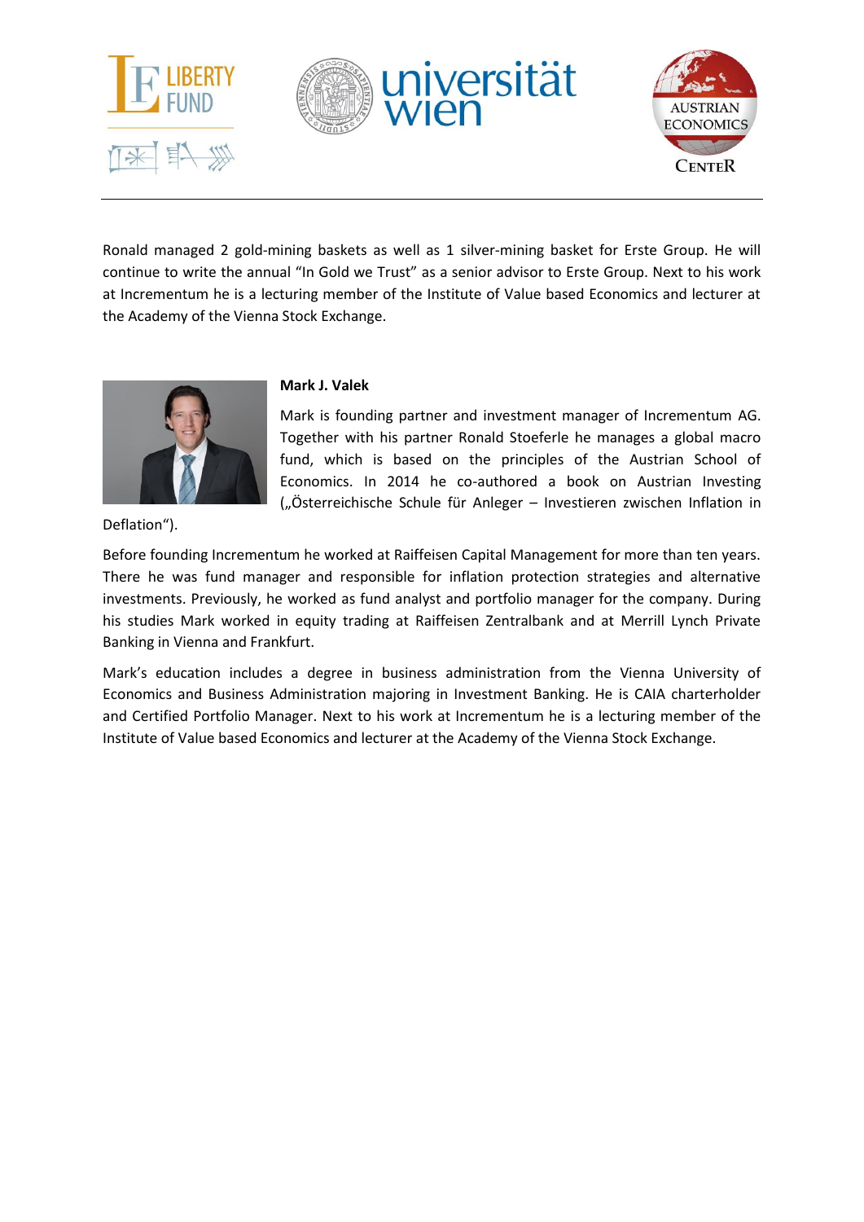Ronald managed 2 gold-mining baskets as well as 1 silver-mining basket for Erste Group. He will continue to write the annual "In Gold we Trust" as a senior advisor to Erste Group. Next to his work at Incrementum he is a lecturing member of the Institute of Value based Economics and lecturer at the Academy of the Vienna Stock Exchange.

**Mark J. Valek**

Mark is founding partner and investment manager of Incrementum AG. Together with his partner Ronald Stoeferle he manages a global macro fund, which is based on the principles of the Austrian School of Economics. In 2014 he co-authored a book on Austrian Investing („Österreichische Schule für Anleger – Investieren zwischen Inflation in Deflation").

Before founding Incrementum he worked at Raiffeisen Capital Management for more than ten years. There he was fund manager and responsible for inflation protection strategies and alternative investments. Previously, he worked as fund analyst and portfolio manager for the company. During his studies Mark worked in equity trading at Raiffeisen Zentralbank and at Merrill Lynch Private Banking in Vienna and Frankfurt.

Mark's education includes a degree in business administration from the Vienna University of Economics and Business Administration majoring in Investment Banking. He is CAIA charterholder and Certified Portfolio Manager. Next to his work at Incrementum he is a lecturing member of the Institute of Value based Economics and lecturer at the Academy of the Vienna Stock Exchange.